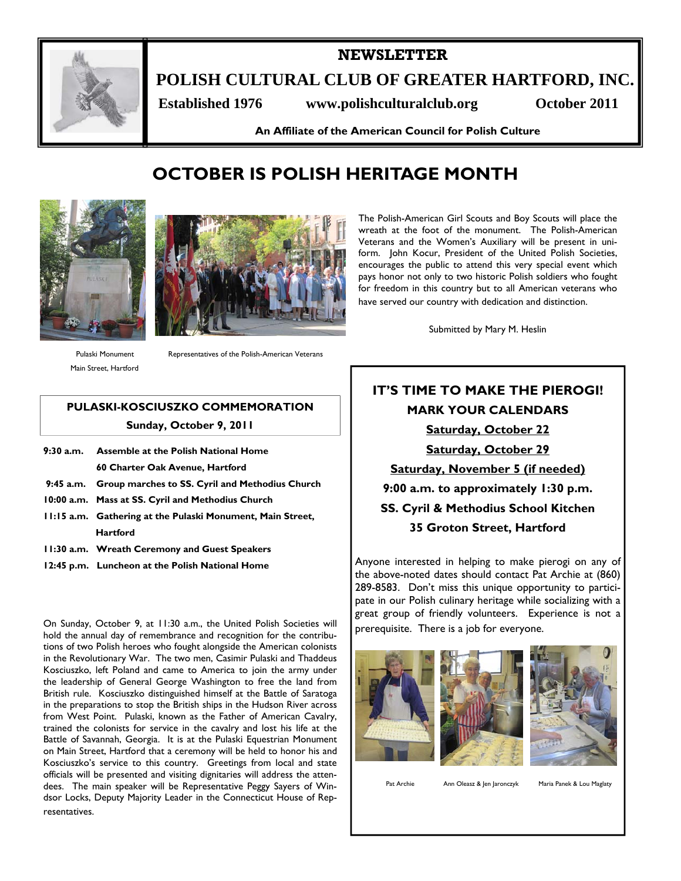# NEWSLETTER

# POLISH CULTURAL CLUB OF GREATER HARTFORD, INC.

**Established 1976** **www.polishculturalclub.org** **October 2011**

**An Affiliate of the American Council for Polish Culture**

## OCTOBER IS POLISH HERITAGE MONTH

Pulaski Monument
Main Street, Hartford

Representatives of the Polish-American Veterans

### PULASKI-KOSCIUSZKO COMMEMORATION

**Sunday, October 9, 2011**

| | |
|---|---|
| **9:30 a.m.** | **Assemble at the Polish National Home 60 Charter Oak Avenue, Hartford** |
| **9:45 a.m.** | **Group marches to SS. Cyril and Methodius Church** |
| **10:00 a.m.** | **Mass at SS. Cyril and Methodius Church** |
| **11:15 a.m.** | **Gathering at the Pulaski Monument, Main Street, Hartford** |
| **11:30 a.m.** | **Wreath Ceremony and Guest Speakers** |
| **12:45 p.m.** | **Luncheon at the Polish National Home** |

On Sunday, October 9, at 11:30 a.m., the United Polish Societies will hold the annual day of remembrance and recognition for the contributions of two Polish heroes who fought alongside the American colonists in the Revolutionary War. The two men, Casimir Pulaski and Thaddeus Kosciuszko, left Poland and came to America to join the army under the leadership of General George Washington to free the land from British rule. Kosciuszko distinguished himself at the Battle of Saratoga in the preparations to stop the British ships in the Hudson River across from West Point. Pulaski, known as the Father of American Cavalry, trained the colonists for service in the cavalry and lost his life at the Battle of Savannah, Georgia. It is at the Pulaski Equestrian Monument on Main Street, Hartford that a ceremony will be held to honor his and Kosciuszko's service to this country. Greetings from local and state officials will be presented and visiting dignitaries will address the attendees. The main speaker will be Representative Peggy Sayers of Windsor Locks, Deputy Majority Leader in the Connecticut House of Representatives.

The Polish-American Girl Scouts and Boy Scouts will place the wreath at the foot of the monument. The Polish-American Veterans and the Women's Auxiliary will be present in uniform. John Kocur, President of the United Polish Societies, encourages the public to attend this very special event which pays honor not only to two historic Polish soldiers who fought for freedom in this country but to all American veterans who have served our country with dedication and distinction.

Submitted by Mary M. Heslin

### IT'S TIME TO MAKE THE PIEROGI!

**MARK YOUR CALENDARS**

**Saturday, October 22**

**Saturday, October 29**

**Saturday, November 5 (if needed)**

**9:00 a.m. to approximately 1:30 p.m.**

**SS. Cyril & Methodius School Kitchen**

**35 Groton Street, Hartford**

Anyone interested in helping to make pierogi on any of the above-noted dates should contact Pat Archie at (860) 289-8583. Don't miss this unique opportunity to participate in our Polish culinary heritage while socializing with a great group of friendly volunteers. Experience is not a prerequisite. There is a job for everyone.

Pat Archie

Ann Oleasz & Jen Jaronczyk

Maria Panek & Lou Maglaty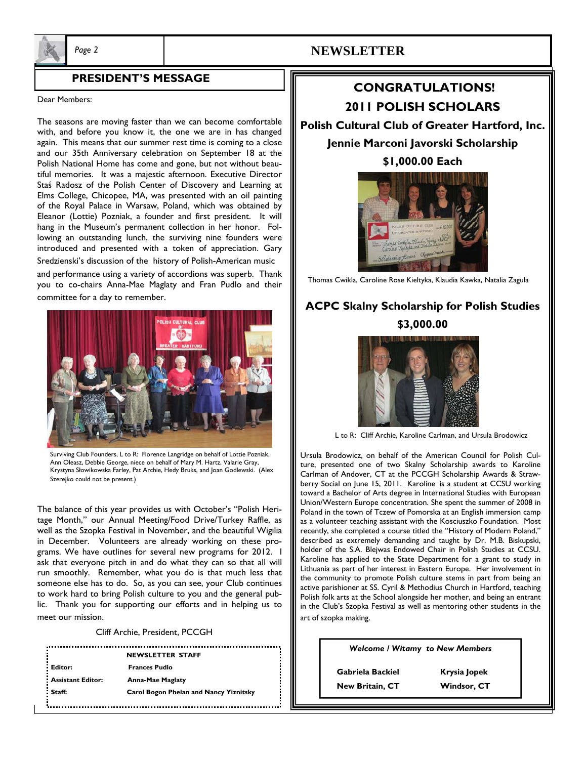## PRESIDENT'S MESSAGE

Dear Members:

The seasons are moving faster than we can become comfortable with, and before you know it, the one we are in has changed again. This means that our summer rest time is coming to a close and our 35th Anniversary celebration on September 18 at the Polish National Home has come and gone, but not without beautiful memories. It was a majestic afternoon. Executive Director Staś Radosz of the Polish Center of Discovery and Learning at Elms College, Chicopee, MA, was presented with an oil painting of the Royal Palace in Warsaw, Poland, which was obtained by Eleanor (Lottie) Pozniak, a founder and first president. It will hang in the Museum's permanent collection in her honor. Following an outstanding lunch, the surviving nine founders were introduced and presented with a token of appreciation. Gary Sredzienski's discussion of the history of Polish-American music and performance using a variety of accordions was superb. Thank you to co-chairs Anna-Mae Maglaty and Fran Pudlo and their committee for a day to remember.

Surviving Club Founders, L to R: Florence Langridge on behalf of Lottie Pozniak, Ann Oleasz, Debbie George, niece on behalf of Mary M. Hartz, Valarie Gray, Krystyna Słowikowska Farley, Pat Archie, Hedy Bruks, and Joan Godlewski. (Alex Szerejko could not be present.)

The balance of this year provides us with October's "Polish Heritage Month," our Annual Meeting/Food Drive/Turkey Raffle, as well as the Szopka Festival in November, and the beautiful Wigilia in December. Volunteers are already working on these programs. We have outlines for several new programs for 2012. I ask that everyone pitch in and do what they can so that all will run smoothly. Remember, what you do is that much less that someone else has to do. So, as you can see, your Club continues to work hard to bring Polish culture to you and the general public. Thank you for supporting our efforts and in helping us to meet our mission.

Cliff Archie, President, PCCGH

**NEWSLETTER STAFF**

| | |
|---|---|
| **Editor:** | **Frances Pudlo** |
| **Assistant Editor:** | **Anna-Mae Maglaty** |
| **Staff:** | **Carol Bogon Phelan and Nancy Yiznitsky** |

## CONGRATULATIONS!

## 2011 POLISH SCHOLARS

### Polish Cultural Club of Greater Hartford, Inc.

### Jennie Marconi Javorski Scholarship

### $1,000.00 Each

Thomas Cwikla, Caroline Rose Kieltyka, Klaudia Kawka, Natalia Zagula

### ACPC Skalny Scholarship for Polish Studies

### $3,000.00

L to R: Cliff Archie, Karoline Carlman, and Ursula Brodowicz

Ursula Brodowicz, on behalf of the American Council for Polish Culture, presented one of two Skalny Scholarship awards to Karoline Carlman of Andover, CT at the PCCGH Scholarship Awards & Strawberry Social on June 15, 2011. Karoline is a student at CCSU working toward a Bachelor of Arts degree in International Studies with European Union/Western Europe concentration. She spent the summer of 2008 in Poland in the town of Tczew of Pomorska at an English immersion camp as a volunteer teaching assistant with the Kosciuszko Foundation. Most recently, she completed a course titled the "History of Modern Poland," described as extremely demanding and taught by Dr. M.B. Biskupski, holder of the S.A. Blejwas Endowed Chair in Polish Studies at CCSU. Karoline has applied to the State Department for a grant to study in Lithuania as part of her interest in Eastern Europe. Her involvement in the community to promote Polish culture stems in part from being an active parishioner at SS. Cyril & Methodius Church in Hartford, teaching Polish folk arts at the School alongside her mother, and being an entrant in the Club's Szopka Festival as well as mentoring other students in the art of szopka making.

***Welcome / Witamy to New Members***

| | |
|---|---|
| **Gabriela Backiel** | **Krysia Jopek** |
| **New Britain, CT** | **Windsor, CT** |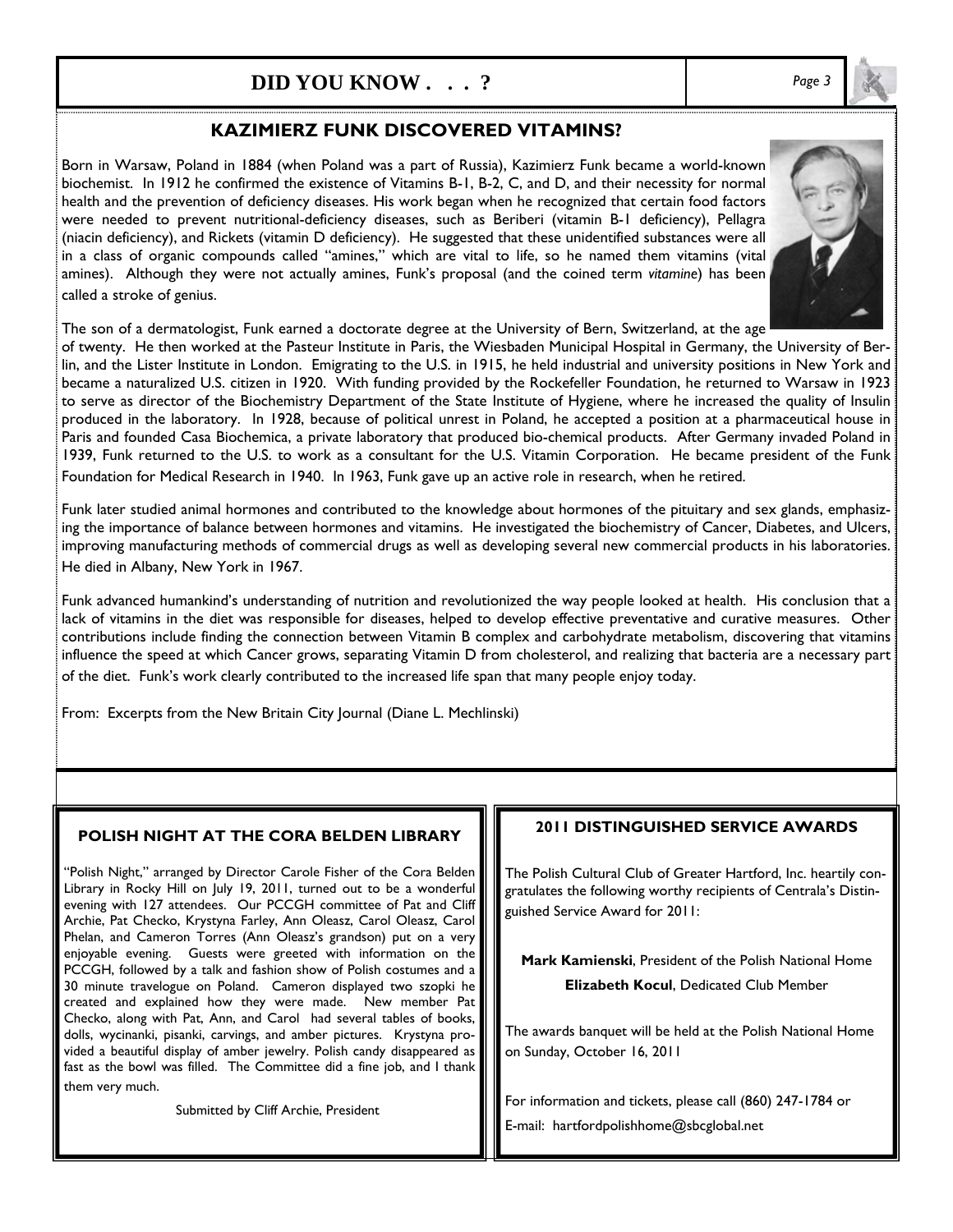## DID YOU KNOW . . . ?

### KAZIMIERZ FUNK DISCOVERED VITAMINS?

Born in Warsaw, Poland in 1884 (when Poland was a part of Russia), Kazimierz Funk became a world-known biochemist. In 1912 he confirmed the existence of Vitamins B-1, B-2, C, and D, and their necessity for normal health and the prevention of deficiency diseases. His work began when he recognized that certain food factors were needed to prevent nutritional-deficiency diseases, such as Beriberi (vitamin B-1 deficiency), Pellagra (niacin deficiency), and Rickets (vitamin D deficiency). He suggested that these unidentified substances were all in a class of organic compounds called "amines," which are vital to life, so he named them vitamins (vital amines). Although they were not actually amines, Funk's proposal (and the coined term *vitamine*) has been called a stroke of genius.

The son of a dermatologist, Funk earned a doctorate degree at the University of Bern, Switzerland, at the age of twenty. He then worked at the Pasteur Institute in Paris, the Wiesbaden Municipal Hospital in Germany, the University of Berlin, and the Lister Institute in London. Emigrating to the U.S. in 1915, he held industrial and university positions in New York and became a naturalized U.S. citizen in 1920. With funding provided by the Rockefeller Foundation, he returned to Warsaw in 1923 to serve as director of the Biochemistry Department of the State Institute of Hygiene, where he increased the quality of Insulin produced in the laboratory. In 1928, because of political unrest in Poland, he accepted a position at a pharmaceutical house in Paris and founded Casa Biochemica, a private laboratory that produced bio-chemical products. After Germany invaded Poland in 1939, Funk returned to the U.S. to work as a consultant for the U.S. Vitamin Corporation. He became president of the Funk Foundation for Medical Research in 1940. In 1963, Funk gave up an active role in research, when he retired.

Funk later studied animal hormones and contributed to the knowledge about hormones of the pituitary and sex glands, emphasizing the importance of balance between hormones and vitamins. He investigated the biochemistry of Cancer, Diabetes, and Ulcers, improving manufacturing methods of commercial drugs as well as developing several new commercial products in his laboratories. He died in Albany, New York in 1967.

Funk advanced humankind's understanding of nutrition and revolutionized the way people looked at health. His conclusion that a lack of vitamins in the diet was responsible for diseases, helped to develop effective preventative and curative measures. Other contributions include finding the connection between Vitamin B complex and carbohydrate metabolism, discovering that vitamins influence the speed at which Cancer grows, separating Vitamin D from cholesterol, and realizing that bacteria are a necessary part of the diet. Funk's work clearly contributed to the increased life span that many people enjoy today.

From: Excerpts from the New Britain City Journal (Diane L. Mechlinski)

### POLISH NIGHT AT THE CORA BELDEN LIBRARY

"Polish Night," arranged by Director Carole Fisher of the Cora Belden Library in Rocky Hill on July 19, 2011, turned out to be a wonderful evening with 127 attendees. Our PCCGH committee of Pat and Cliff Archie, Pat Checko, Krystyna Farley, Ann Oleasz, Carol Oleasz, Carol Phelan, and Cameron Torres (Ann Oleasz's grandson) put on a very enjoyable evening. Guests were greeted with information on the PCCGH, followed by a talk and fashion show of Polish costumes and a 30 minute travelogue on Poland. Cameron displayed two szopki he created and explained how they were made. New member Pat Checko, along with Pat, Ann, and Carol had several tables of books, dolls, wycinanki, pisanki, carvings, and amber pictures. Krystyna provided a beautiful display of amber jewelry. Polish candy disappeared as fast as the bowl was filled. The Committee did a fine job, and I thank them very much.

Submitted by Cliff Archie, President

### 2011 DISTINGUISHED SERVICE AWARDS

The Polish Cultural Club of Greater Hartford, Inc. heartily congratulates the following worthy recipients of Centrala's Distinguished Service Award for 2011:

**Mark Kamienski**, President of the Polish National Home

**Elizabeth Kocul**, Dedicated Club Member

The awards banquet will be held at the Polish National Home on Sunday, October 16, 2011

For information and tickets, please call (860) 247-1784 or E-mail: hartfordpolishhome@sbcglobal.net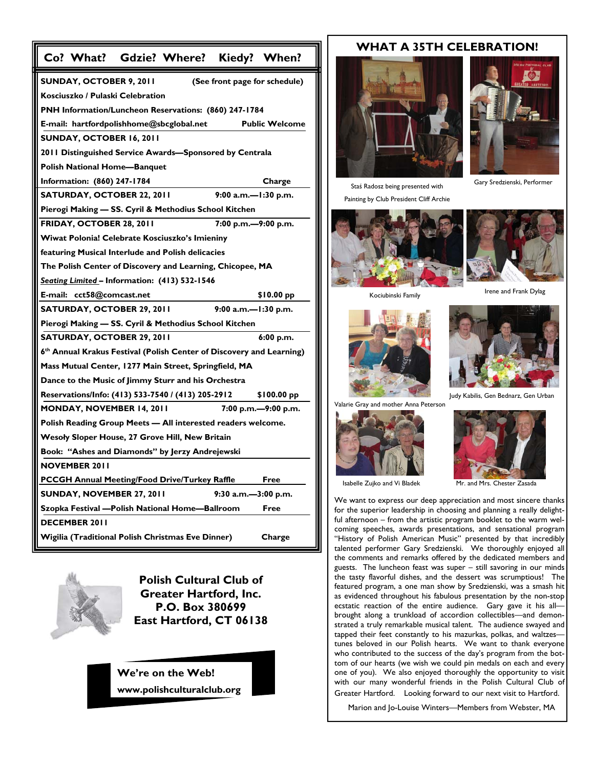## Co? What? Gdzie? Where? Kiedy? When?

**SUNDAY, OCTOBER 9, 2011** (See front page for schedule)
**Kosciuszko / Pulaski Celebration**
**PNH Information/Luncheon Reservations: (860) 247-1784**
**E-mail: hartfordpolishhome@sbcglobal.net** **Public Welcome**

**SUNDAY, OCTOBER 16, 2011**
**2011 Distinguished Service Awards—Sponsored by Centrala**
**Polish National Home—Banquet**
**Information: (860) 247-1784** **Charge**

**SATURDAY, OCTOBER 22, 2011** **9:00 a.m.—1:30 p.m.**
**Pierogi Making — SS. Cyril & Methodius School Kitchen**

**FRIDAY, OCTOBER 28, 2011** **7:00 p.m.—9:00 p.m.**
**Wiwat Polonia! Celebrate Kosciuszko's Imieniny**
**featuring Musical Interlude and Polish delicacies**
**The Polish Center of Discovery and Learning, Chicopee, MA**
***Seating Limited*** **– Information: (413) 532-1546**
**E-mail: cct58@comcast.net** **$10.00 pp**

**SATURDAY, OCTOBER 29, 2011** **9:00 a.m.—1:30 p.m.**
**Pierogi Making — SS. Cyril & Methodius School Kitchen**

**SATURDAY, OCTOBER 29, 2011** **6:00 p.m.**
**6th Annual Krakus Festival (Polish Center of Discovery and Learning)**
**Mass Mutual Center, 1277 Main Street, Springfield, MA**
**Dance to the Music of Jimmy Sturr and his Orchestra**
**Reservations/Info: (413) 533-7540 / (413) 205-2912** **$100.00 pp**

**MONDAY, NOVEMBER 14, 2011** **7:00 p.m.—9:00 p.m.**
**Polish Reading Group Meets — All interested readers welcome.**
**Wesoły Sloper House, 27 Grove Hill, New Britain**
**Book: "Ashes and Diamonds" by Jerzy Andrejewski**

**NOVEMBER 2011**
**PCCGH Annual Meeting/Food Drive/Turkey Raffle** **Free**

**SUNDAY, NOVEMBER 27, 2011** **9:30 a.m.—3:00 p.m.**
**Szopka Festival —Polish National Home—Ballroom** **Free**

**DECEMBER 2011**
**Wigilia (Traditional Polish Christmas Eve Dinner)** **Charge**

**Polish Cultural Club of Greater Hartford, Inc.**
**P.O. Box 380699**
**East Hartford, CT 06138**

**We're on the Web!**
**www.polishculturalclub.org**

## WHAT A 35TH CELEBRATION!

Staś Radosz being presented with Painting by Club President Cliff Archie

Gary Sredzienski, Performer

Kociubinski Family

Irene and Frank Dylag

Valarie Gray and mother Anna Peterson

Judy Kabilis, Gen Bednarz, Gen Urban

Isabelle Zujko and Vi Bladek

Mr. and Mrs. Chester Zasada

We want to express our deep appreciation and most sincere thanks for the superior leadership in choosing and planning a really delightful afternoon – from the artistic program booklet to the warm welcoming speeches, awards presentations, and sensational program "History of Polish American Music" presented by that incredibly talented performer Gary Sredzienski. We thoroughly enjoyed all the comments and remarks offered by the dedicated members and guests. The luncheon feast was super – still savoring in our minds the tasty flavorful dishes, and the dessert was scrumptious! The featured program, a one man show by Sredzienski, was a smash hit as evidenced throughout his fabulous presentation by the non-stop ecstatic reaction of the entire audience. Gary gave it his all—brought along a trunkload of accordion collectibles—and demonstrated a truly remarkable musical talent. The audience swayed and tapped their feet constantly to his mazurkas, polkas, and waltzes—tunes beloved in our Polish hearts. We want to thank everyone who contributed to the success of the day's program from the bottom of our hearts (we wish we could pin medals on each and every one of you). We also enjoyed thoroughly the opportunity to visit with our many wonderful friends in the Polish Cultural Club of Greater Hartford. Looking forward to our next visit to Hartford.

Marion and Jo-Louise Winters—Members from Webster, MA